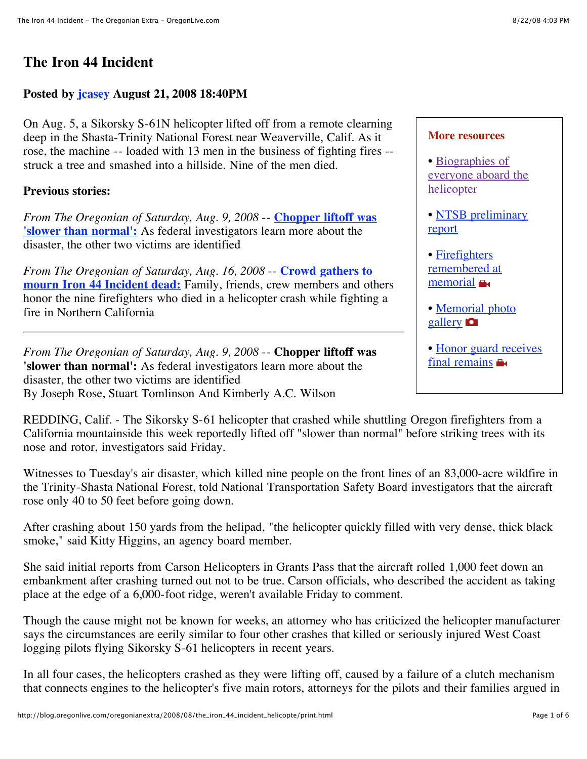# The Iron 44 Incident

**Posted by jcasey August 21, 2008 18:40PM**

On Aug. 5, a Sikorsky S-61N helicopter lifted off from a remote clearing deep in the Shasta-Trinity National Forest near Weaverville, Calif. As it rose, the machine -- loaded with 13 men in the business of fighting fires -- struck a tree and smashed into a hillside. Nine of the men died.

**More resources**

- Biographies of everyone aboard the helicopter
- NTSB preliminary report
- Firefighters remembered at memorial
- Memorial photo gallery
- Honor guard receives final remains

**Previous stories:**

*From The Oregonian of Saturday, Aug. 9, 2008* -- **Chopper liftoff was 'slower than normal':** As federal investigators learn more about the disaster, the other two victims are identified

*From The Oregonian of Saturday, Aug. 16, 2008* -- **Crowd gathers to mourn Iron 44 Incident dead:** Family, friends, crew members and others honor the nine firefighters who died in a helicopter crash while fighting a fire in Northern California

---

*From The Oregonian of Saturday, Aug. 9, 2008* -- **Chopper liftoff was 'slower than normal':** As federal investigators learn more about the disaster, the other two victims are identified
By Joseph Rose, Stuart Tomlinson And Kimberly A.C. Wilson

REDDING, Calif. - The Sikorsky S-61 helicopter that crashed while shuttling Oregon firefighters from a California mountainside this week reportedly lifted off "slower than normal" before striking trees with its nose and rotor, investigators said Friday.

Witnesses to Tuesday's air disaster, which killed nine people on the front lines of an 83,000-acre wildfire in the Trinity-Shasta National Forest, told National Transportation Safety Board investigators that the aircraft rose only 40 to 50 feet before going down.

After crashing about 150 yards from the helipad, "the helicopter quickly filled with very dense, thick black smoke," said Kitty Higgins, an agency board member.

She said initial reports from Carson Helicopters in Grants Pass that the aircraft rolled 1,000 feet down an embankment after crashing turned out not to be true. Carson officials, who described the accident as taking place at the edge of a 6,000-foot ridge, weren't available Friday to comment.

Though the cause might not be known for weeks, an attorney who has criticized the helicopter manufacturer says the circumstances are eerily similar to four other crashes that killed or seriously injured West Coast logging pilots flying Sikorsky S-61 helicopters in recent years.

In all four cases, the helicopters crashed as they were lifting off, caused by a failure of a clutch mechanism that connects engines to the helicopter's five main rotors, attorneys for the pilots and their families argued in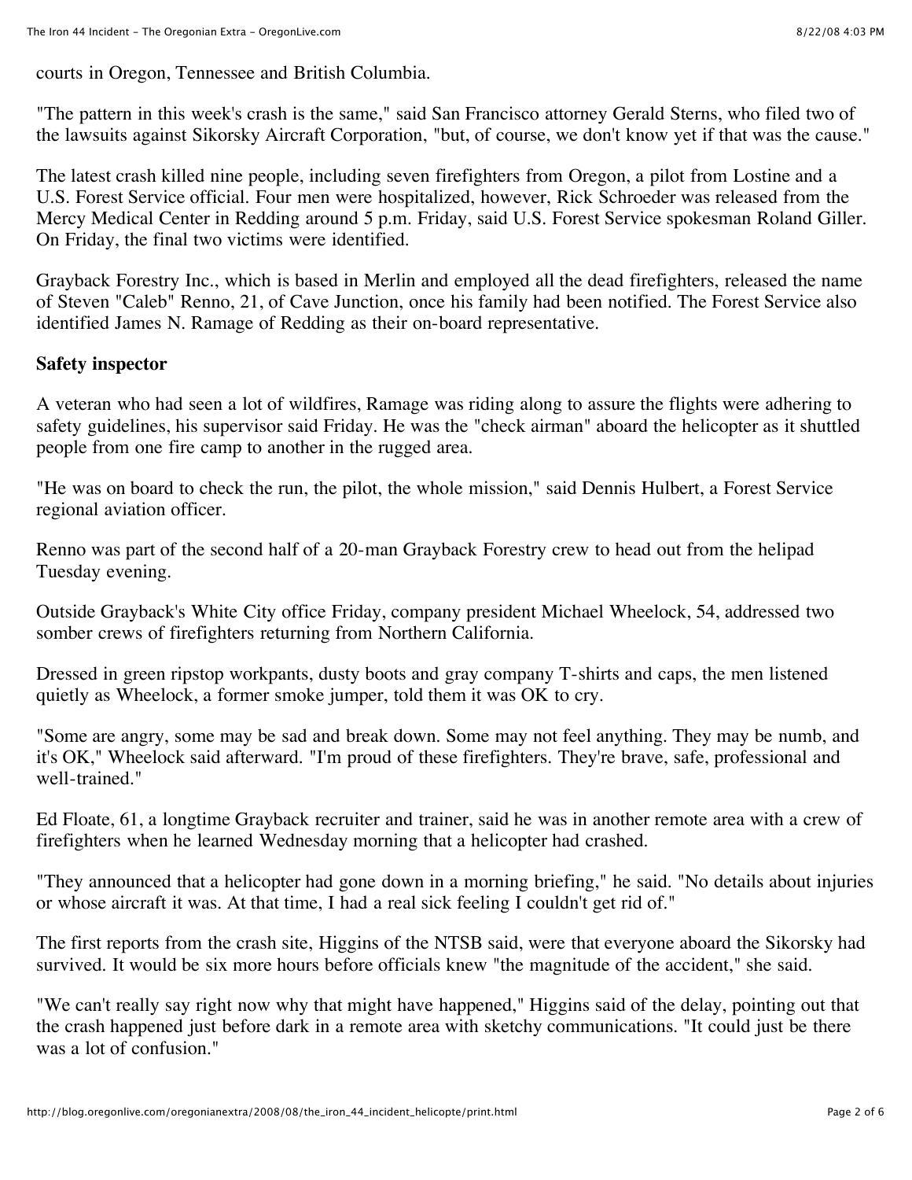courts in Oregon, Tennessee and British Columbia.

"The pattern in this week's crash is the same," said San Francisco attorney Gerald Sterns, who filed two of the lawsuits against Sikorsky Aircraft Corporation, "but, of course, we don't know yet if that was the cause."

The latest crash killed nine people, including seven firefighters from Oregon, a pilot from Lostine and a U.S. Forest Service official. Four men were hospitalized, however, Rick Schroeder was released from the Mercy Medical Center in Redding around 5 p.m. Friday, said U.S. Forest Service spokesman Roland Giller. On Friday, the final two victims were identified.

Grayback Forestry Inc., which is based in Merlin and employed all the dead firefighters, released the name of Steven "Caleb" Renno, 21, of Cave Junction, once his family had been notified. The Forest Service also identified James N. Ramage of Redding as their on-board representative.

**Safety inspector**

A veteran who had seen a lot of wildfires, Ramage was riding along to assure the flights were adhering to safety guidelines, his supervisor said Friday. He was the "check airman" aboard the helicopter as it shuttled people from one fire camp to another in the rugged area.

"He was on board to check the run, the pilot, the whole mission," said Dennis Hulbert, a Forest Service regional aviation officer.

Renno was part of the second half of a 20-man Grayback Forestry crew to head out from the helipad Tuesday evening.

Outside Grayback's White City office Friday, company president Michael Wheelock, 54, addressed two somber crews of firefighters returning from Northern California.

Dressed in green ripstop workpants, dusty boots and gray company T-shirts and caps, the men listened quietly as Wheelock, a former smoke jumper, told them it was OK to cry.

"Some are angry, some may be sad and break down. Some may not feel anything. They may be numb, and it's OK," Wheelock said afterward. "I'm proud of these firefighters. They're brave, safe, professional and well-trained."

Ed Floate, 61, a longtime Grayback recruiter and trainer, said he was in another remote area with a crew of firefighters when he learned Wednesday morning that a helicopter had crashed.

"They announced that a helicopter had gone down in a morning briefing," he said. "No details about injuries or whose aircraft it was. At that time, I had a real sick feeling I couldn't get rid of."

The first reports from the crash site, Higgins of the NTSB said, were that everyone aboard the Sikorsky had survived. It would be six more hours before officials knew "the magnitude of the accident," she said.

"We can't really say right now why that might have happened," Higgins said of the delay, pointing out that the crash happened just before dark in a remote area with sketchy communications. "It could just be there was a lot of confusion."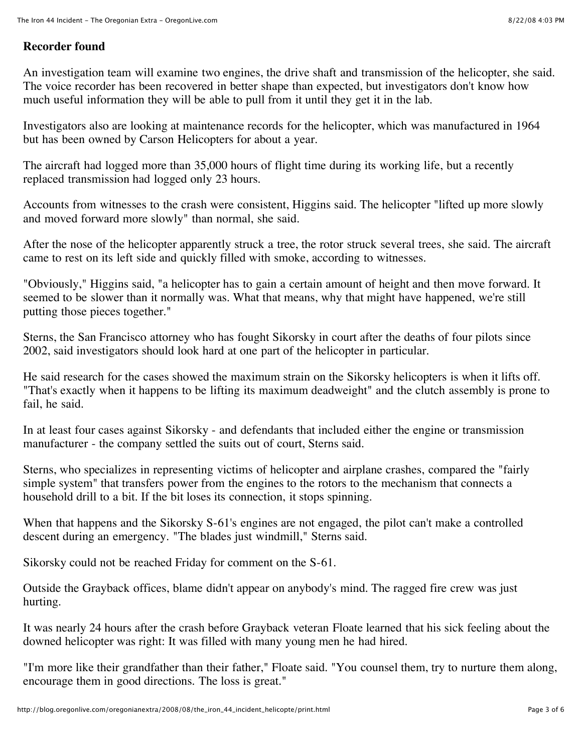**Recorder found**

An investigation team will examine two engines, the drive shaft and transmission of the helicopter, she said. The voice recorder has been recovered in better shape than expected, but investigators don't know how much useful information they will be able to pull from it until they get it in the lab.

Investigators also are looking at maintenance records for the helicopter, which was manufactured in 1964 but has been owned by Carson Helicopters for about a year.

The aircraft had logged more than 35,000 hours of flight time during its working life, but a recently replaced transmission had logged only 23 hours.

Accounts from witnesses to the crash were consistent, Higgins said. The helicopter "lifted up more slowly and moved forward more slowly" than normal, she said.

After the nose of the helicopter apparently struck a tree, the rotor struck several trees, she said. The aircraft came to rest on its left side and quickly filled with smoke, according to witnesses.

"Obviously," Higgins said, "a helicopter has to gain a certain amount of height and then move forward. It seemed to be slower than it normally was. What that means, why that might have happened, we're still putting those pieces together."

Sterns, the San Francisco attorney who has fought Sikorsky in court after the deaths of four pilots since 2002, said investigators should look hard at one part of the helicopter in particular.

He said research for the cases showed the maximum strain on the Sikorsky helicopters is when it lifts off. "That's exactly when it happens to be lifting its maximum deadweight" and the clutch assembly is prone to fail, he said.

In at least four cases against Sikorsky - and defendants that included either the engine or transmission manufacturer - the company settled the suits out of court, Sterns said.

Sterns, who specializes in representing victims of helicopter and airplane crashes, compared the "fairly simple system" that transfers power from the engines to the rotors to the mechanism that connects a household drill to a bit. If the bit loses its connection, it stops spinning.

When that happens and the Sikorsky S-61's engines are not engaged, the pilot can't make a controlled descent during an emergency. "The blades just windmill," Sterns said.

Sikorsky could not be reached Friday for comment on the S-61.

Outside the Grayback offices, blame didn't appear on anybody's mind. The ragged fire crew was just hurting.

It was nearly 24 hours after the crash before Grayback veteran Floate learned that his sick feeling about the downed helicopter was right: It was filled with many young men he had hired.

"I'm more like their grandfather than their father," Floate said. "You counsel them, try to nurture them along, encourage them in good directions. The loss is great."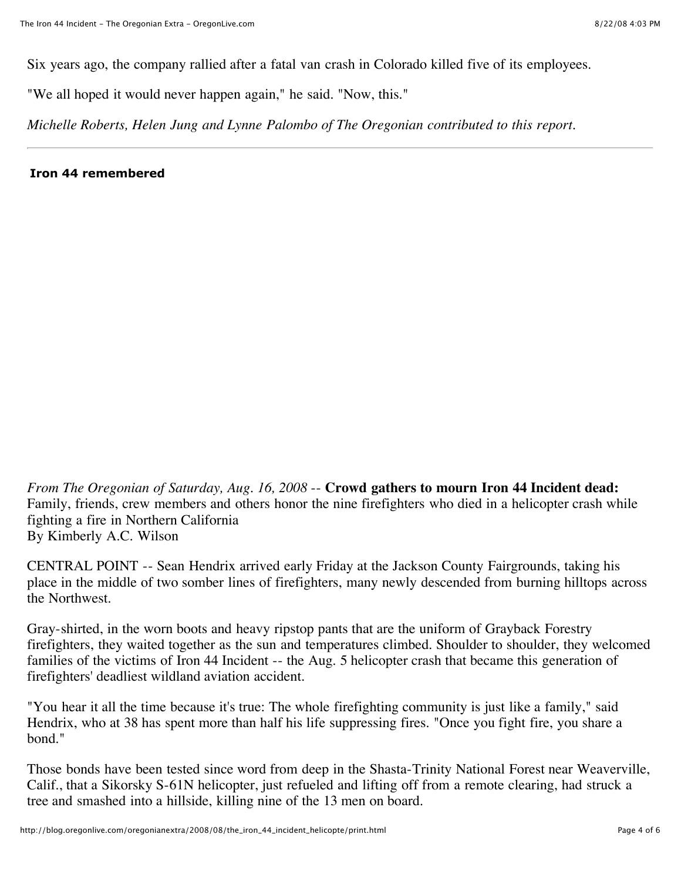Six years ago, the company rallied after a fatal van crash in Colorado killed five of its employees.

"We all hoped it would never happen again," he said. "Now, this."

*Michelle Roberts, Helen Jung and Lynne Palombo of The Oregonian contributed to this report.*

---

**Iron 44 remembered**

*From The Oregonian of Saturday, Aug. 16, 2008* -- **Crowd gathers to mourn Iron 44 Incident dead:** Family, friends, crew members and others honor the nine firefighters who died in a helicopter crash while fighting a fire in Northern California
By Kimberly A.C. Wilson

CENTRAL POINT -- Sean Hendrix arrived early Friday at the Jackson County Fairgrounds, taking his place in the middle of two somber lines of firefighters, many newly descended from burning hilltops across the Northwest.

Gray-shirted, in the worn boots and heavy ripstop pants that are the uniform of Grayback Forestry firefighters, they waited together as the sun and temperatures climbed. Shoulder to shoulder, they welcomed families of the victims of Iron 44 Incident -- the Aug. 5 helicopter crash that became this generation of firefighters' deadliest wildland aviation accident.

"You hear it all the time because it's true: The whole firefighting community is just like a family," said Hendrix, who at 38 has spent more than half his life suppressing fires. "Once you fight fire, you share a bond."

Those bonds have been tested since word from deep in the Shasta-Trinity National Forest near Weaverville, Calif., that a Sikorsky S-61N helicopter, just refueled and lifting off from a remote clearing, had struck a tree and smashed into a hillside, killing nine of the 13 men on board.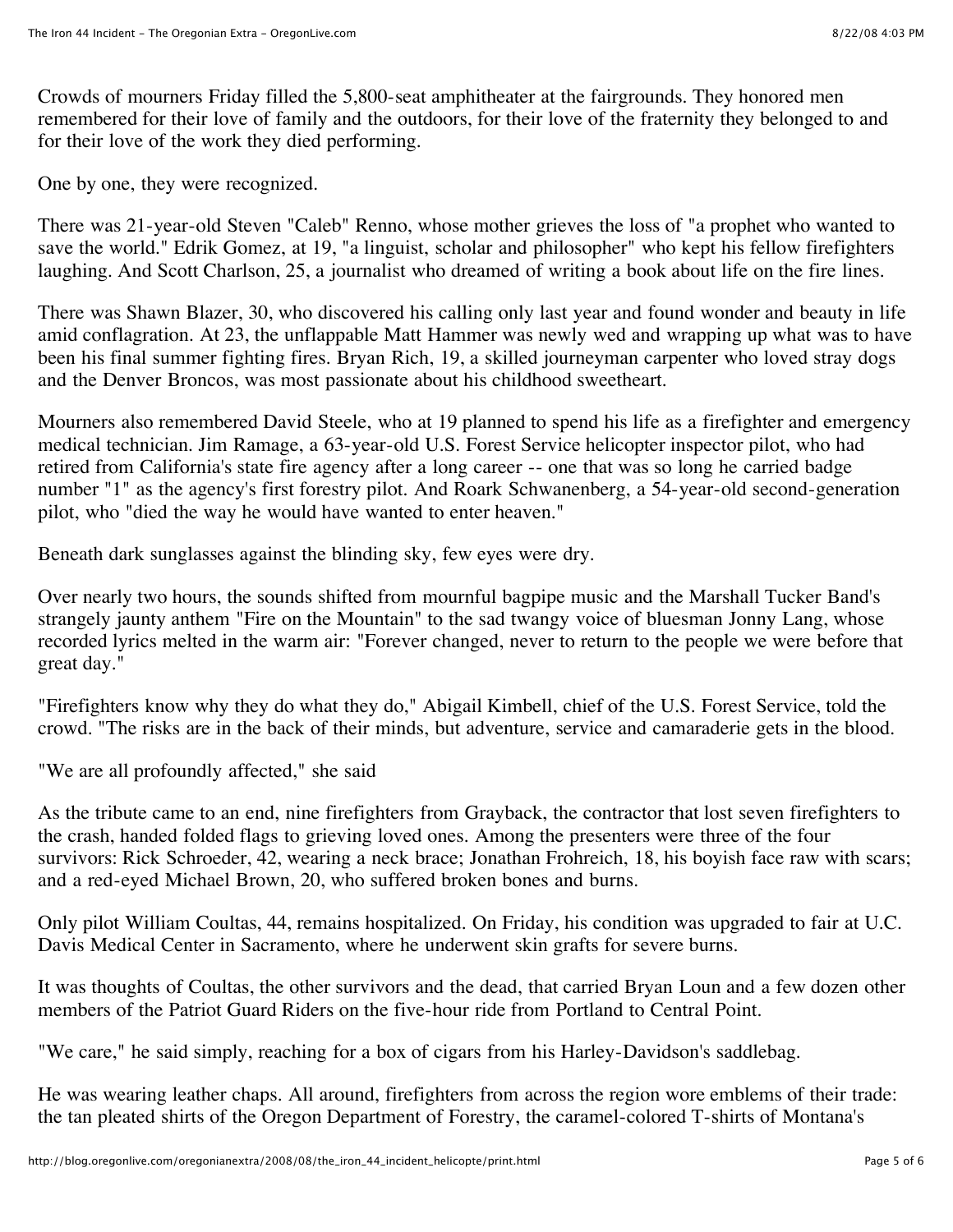Crowds of mourners Friday filled the 5,800-seat amphitheater at the fairgrounds. They honored men remembered for their love of family and the outdoors, for their love of the fraternity they belonged to and for their love of the work they died performing.

One by one, they were recognized.

There was 21-year-old Steven "Caleb" Renno, whose mother grieves the loss of "a prophet who wanted to save the world." Edrik Gomez, at 19, "a linguist, scholar and philosopher" who kept his fellow firefighters laughing. And Scott Charlson, 25, a journalist who dreamed of writing a book about life on the fire lines.

There was Shawn Blazer, 30, who discovered his calling only last year and found wonder and beauty in life amid conflagration. At 23, the unflappable Matt Hammer was newly wed and wrapping up what was to have been his final summer fighting fires. Bryan Rich, 19, a skilled journeyman carpenter who loved stray dogs and the Denver Broncos, was most passionate about his childhood sweetheart.

Mourners also remembered David Steele, who at 19 planned to spend his life as a firefighter and emergency medical technician. Jim Ramage, a 63-year-old U.S. Forest Service helicopter inspector pilot, who had retired from California's state fire agency after a long career -- one that was so long he carried badge number "1" as the agency's first forestry pilot. And Roark Schwanenberg, a 54-year-old second-generation pilot, who "died the way he would have wanted to enter heaven."

Beneath dark sunglasses against the blinding sky, few eyes were dry.

Over nearly two hours, the sounds shifted from mournful bagpipe music and the Marshall Tucker Band's strangely jaunty anthem "Fire on the Mountain" to the sad twangy voice of bluesman Jonny Lang, whose recorded lyrics melted in the warm air: "Forever changed, never to return to the people we were before that great day."

"Firefighters know why they do what they do," Abigail Kimbell, chief of the U.S. Forest Service, told the crowd. "The risks are in the back of their minds, but adventure, service and camaraderie gets in the blood.

"We are all profoundly affected," she said

As the tribute came to an end, nine firefighters from Grayback, the contractor that lost seven firefighters to the crash, handed folded flags to grieving loved ones. Among the presenters were three of the four survivors: Rick Schroeder, 42, wearing a neck brace; Jonathan Frohreich, 18, his boyish face raw with scars; and a red-eyed Michael Brown, 20, who suffered broken bones and burns.

Only pilot William Coultas, 44, remains hospitalized. On Friday, his condition was upgraded to fair at U.C. Davis Medical Center in Sacramento, where he underwent skin grafts for severe burns.

It was thoughts of Coultas, the other survivors and the dead, that carried Bryan Loun and a few dozen other members of the Patriot Guard Riders on the five-hour ride from Portland to Central Point.

"We care," he said simply, reaching for a box of cigars from his Harley-Davidson's saddlebag.

He was wearing leather chaps. All around, firefighters from across the region wore emblems of their trade: the tan pleated shirts of the Oregon Department of Forestry, the caramel-colored T-shirts of Montana's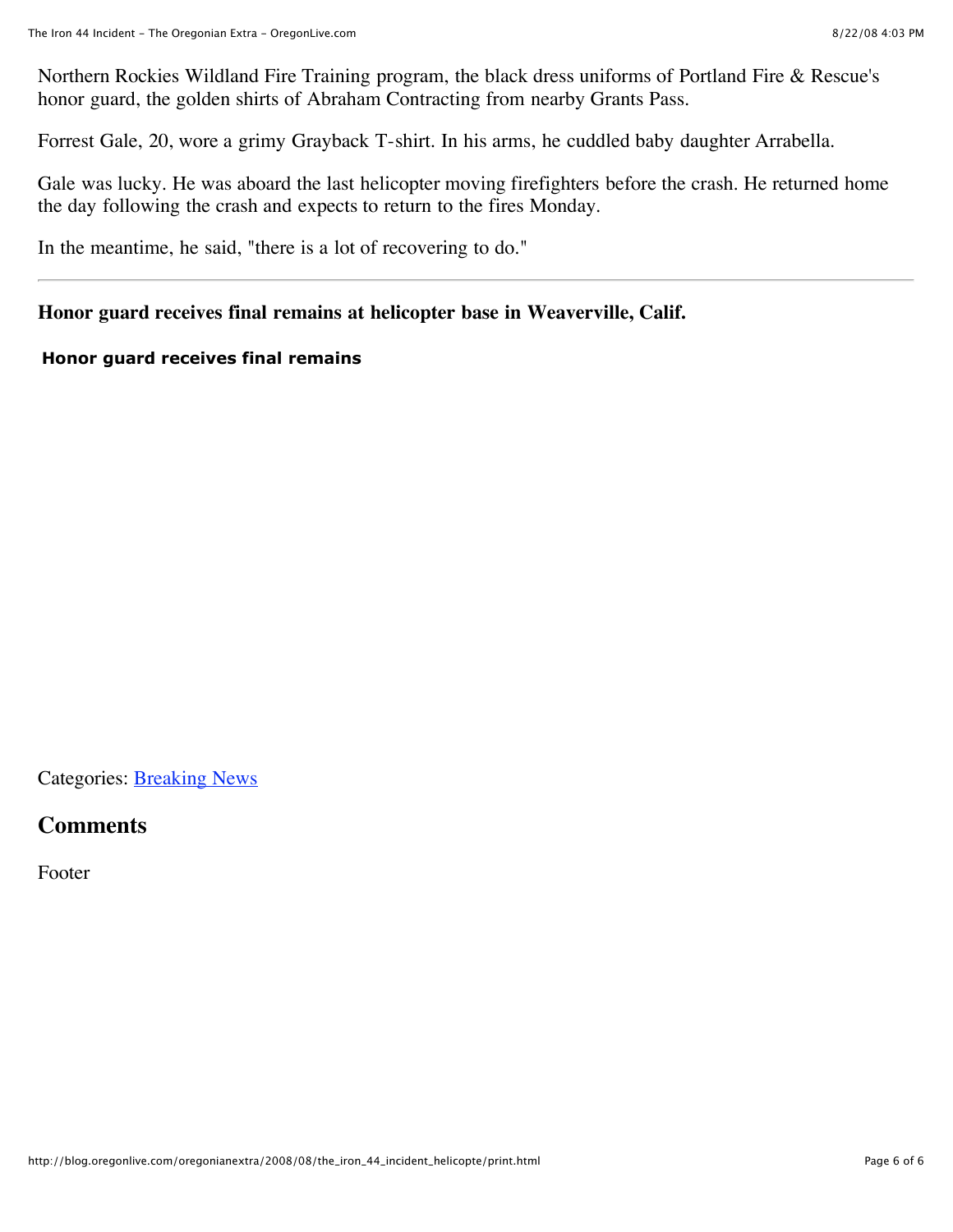Northern Rockies Wildland Fire Training program, the black dress uniforms of Portland Fire & Rescue's honor guard, the golden shirts of Abraham Contracting from nearby Grants Pass.

Forrest Gale, 20, wore a grimy Grayback T-shirt. In his arms, he cuddled baby daughter Arrabella.

Gale was lucky. He was aboard the last helicopter moving firefighters before the crash. He returned home the day following the crash and expects to return to the fires Monday.

In the meantime, he said, "there is a lot of recovering to do."

---

**Honor guard receives final remains at helicopter base in Weaverville, Calif.**

**Honor guard receives final remains**

Categories: Breaking News

## Comments

Footer